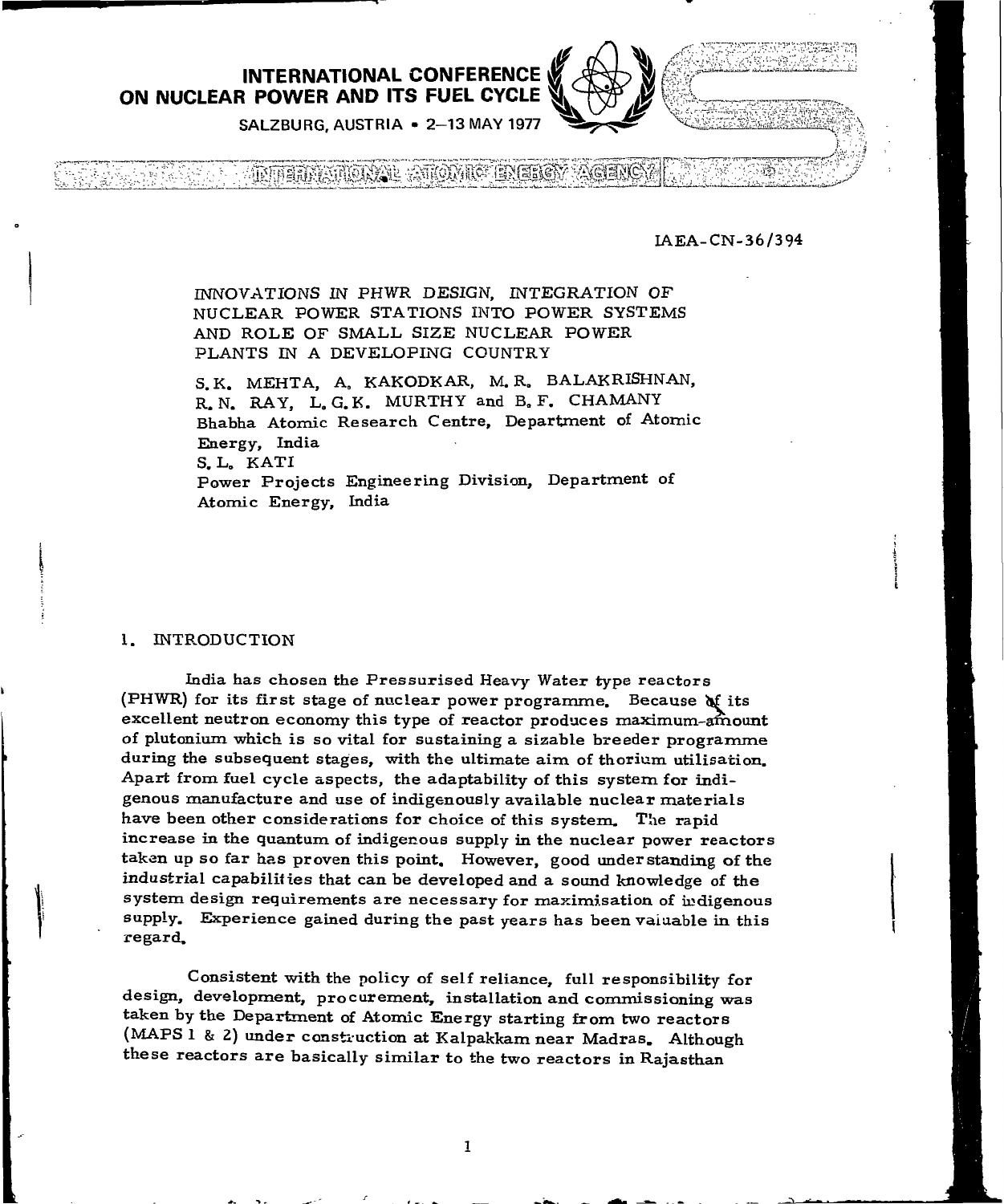INTERNATIONAL CONFERENCE ON NUCLEAR POWER AND ITS FUEL CYCLE

SALZBURG, AUSTRIA • 2–13 MAY 1977

INTERNATIONAL ATOMIC ENERGY AGENCY

IAEA-CN-36/394

# INNOVATIONS IN PHWR DESIGN, INTEGRATION OF NUCLEAR POWER STATIONS INTO POWER SYSTEMS AND ROLE OF SMALL SIZE NUCLEAR POWER PLANTS IN A DEVELOPING COUNTRY

S.K. MEHTA, A. KAKODKAR, M.R. BALAKRISHNAN, R.N. RAY, L.G.K. MURTHY and B.F. CHAMANY
Bhabha Atomic Research Centre, Department of Atomic Energy, India

S.L. KATI
Power Projects Engineering Division, Department of Atomic Energy, India

## 1. INTRODUCTION

India has chosen the Pressurised Heavy Water type reactors (PHWR) for its first stage of nuclear power programme. Because of its excellent neutron economy this type of reactor produces maximum amount of plutonium which is so vital for sustaining a sizable breeder programme during the subsequent stages, with the ultimate aim of thorium utilisation. Apart from fuel cycle aspects, the adaptability of this system for indigenous manufacture and use of indigenously available nuclear materials have been other considerations for choice of this system. The rapid increase in the quantum of indigenous supply in the nuclear power reactors taken up so far has proven this point. However, good understanding of the industrial capabilities that can be developed and a sound knowledge of the system design requirements are necessary for maximisation of indigenous supply. Experience gained during the past years has been valuable in this regard.

Consistent with the policy of self reliance, full responsibility for design, development, procurement, installation and commissioning was taken by the Department of Atomic Energy starting from two reactors (MAPS 1 & 2) under construction at Kalpakkam near Madras. Although these reactors are basically similar to the two reactors in Rajasthan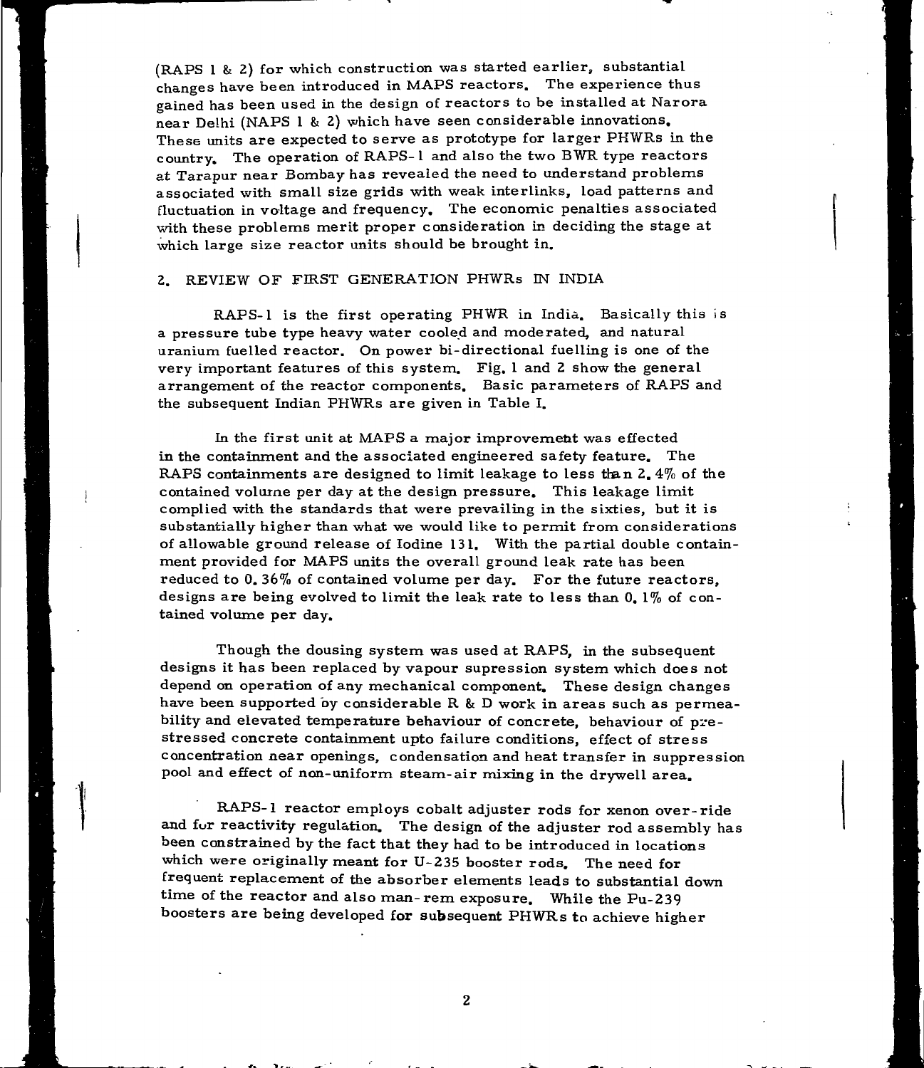(RAPS 1 & 2) for which construction was started earlier, substantial changes have been introduced in MAPS reactors. The experience thus gained has been used in the design of reactors to be installed at Narora near Delhi (NAPS 1 & 2) which have seen considerable innovations. These units are expected to serve as prototype for larger PHWRs in the country. The operation of RAPS-1 and also the two BWR type reactors at Tarapur near Bombay has revealed the need to understand problems associated with small size grids with weak interlinks, load patterns and fluctuation in voltage and frequency. The economic penalties associated with these problems merit proper consideration in deciding the stage at which large size reactor units should be brought in.

## 2. REVIEW OF FIRST GENERATION PHWRs IN INDIA

RAPS-1 is the first operating PHWR in India. Basically this is a pressure tube type heavy water cooled and moderated, and natural uranium fuelled reactor. On power bi-directional fuelling is one of the very important features of this system. Fig. 1 and 2 show the general arrangement of the reactor components. Basic parameters of RAPS and the subsequent Indian PHWRs are given in Table I.

In the first unit at MAPS a major improvement was effected in the containment and the associated engineered safety feature. The RAPS containments are designed to limit leakage to less than 2.4% of the contained volume per day at the design pressure. This leakage limit complied with the standards that were prevailing in the sixties, but it is substantially higher than what we would like to permit from considerations of allowable ground release of Iodine 131. With the partial double containment provided for MAPS units the overall ground leak rate has been reduced to 0.36% of contained volume per day. For the future reactors, designs are being evolved to limit the leak rate to less than 0.1% of contained volume per day.

Though the dousing system was used at RAPS, in the subsequent designs it has been replaced by vapour supression system which does not depend on operation of any mechanical component. These design changes have been supported by considerable R & D work in areas such as permeability and elevated temperature behaviour of concrete, behaviour of prestressed concrete containment upto failure conditions, effect of stress concentration near openings, condensation and heat transfer in suppression pool and effect of non-uniform steam-air mixing in the drywell area.

RAPS-1 reactor employs cobalt adjuster rods for xenon over-ride and for reactivity regulation. The design of the adjuster rod assembly has been constrained by the fact that they had to be introduced in locations which were originally meant for U-235 booster rods. The need for frequent replacement of the absorber elements leads to substantial down time of the reactor and also man-rem exposure. While the Pu-239 boosters are being developed for subsequent PHWRs to achieve higher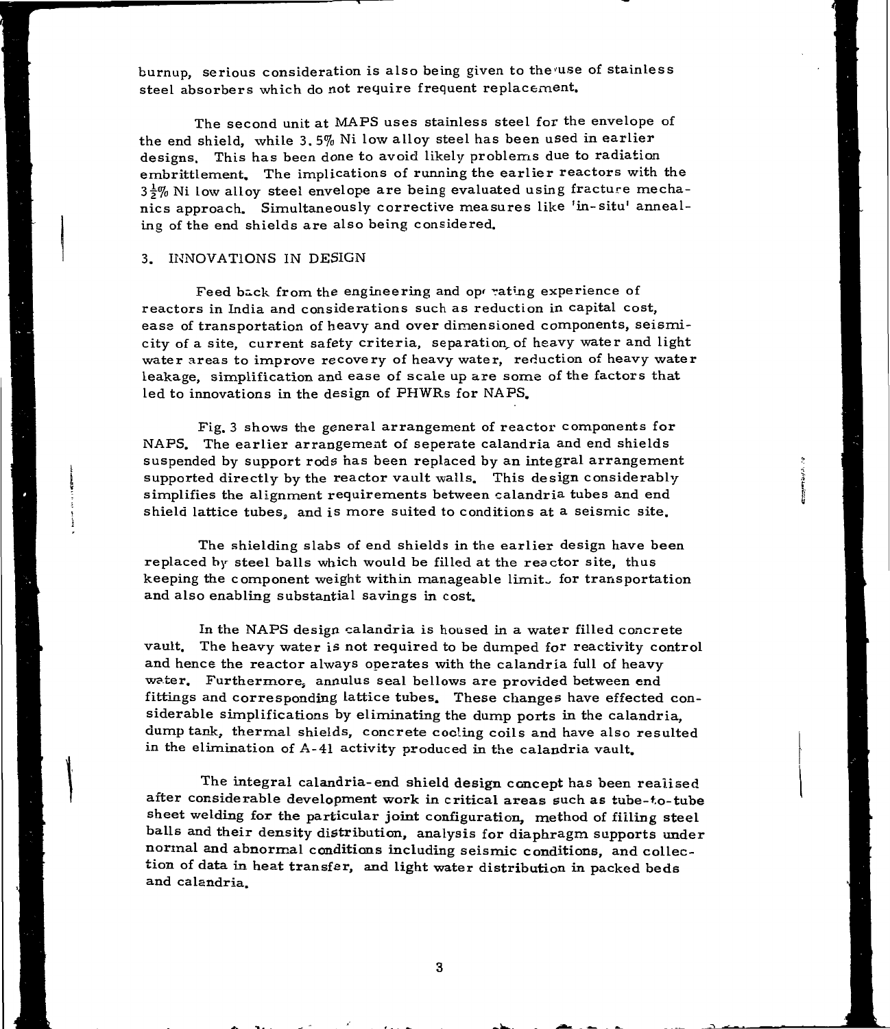burnup, serious consideration is also being given to the use of stainless steel absorbers which do not require frequent replacement.

The second unit at MAPS uses stainless steel for the envelope of the end shield, while 3.5% Ni low alloy steel has been used in earlier designs. This has been done to avoid likely problems due to radiation embrittlement. The implications of running the earlier reactors with the $3\frac{1}{2}$% Ni low alloy steel envelope are being evaluated using fracture mechanics approach. Simultaneously corrective measures like 'in-situ' annealing of the end shields are also being considered.

## 3. INNOVATIONS IN DESIGN

Feed back from the engineering and operating experience of reactors in India and considerations such as reduction in capital cost, ease of transportation of heavy and over dimensioned components, seismicity of a site, current safety criteria, separation of heavy water and light water areas to improve recovery of heavy water, reduction of heavy water leakage, simplification and ease of scale up are some of the factors that led to innovations in the design of PHWRs for NAPS.

Fig. 3 shows the general arrangement of reactor components for NAPS. The earlier arrangement of seperate calandria and end shields suspended by support rods has been replaced by an integral arrangement supported directly by the reactor vault walls. This design considerably simplifies the alignment requirements between calandria tubes and end shield lattice tubes, and is more suited to conditions at a seismic site.

The shielding slabs of end shields in the earlier design have been replaced by steel balls which would be filled at the reactor site, thus keeping the component weight within manageable limits for transportation and also enabling substantial savings in cost.

In the NAPS design calandria is housed in a water filled concrete vault. The heavy water is not required to be dumped for reactivity control and hence the reactor always operates with the calandria full of heavy water. Furthermore, annulus seal bellows are provided between end fittings and corresponding lattice tubes. These changes have effected considerable simplifications by eliminating the dump ports in the calandria, dump tank, thermal shields, concrete cooling coils and have also resulted in the elimination of A-41 activity produced in the calandria vault.

The integral calandria-end shield design concept has been realised after considerable development work in critical areas such as tube-to-tube sheet welding for the particular joint configuration, method of filling steel balls and their density distribution, analysis for diaphragm supports under normal and abnormal conditions including seismic conditions, and collection of data in heat transfer, and light water distribution in packed beds and calandria.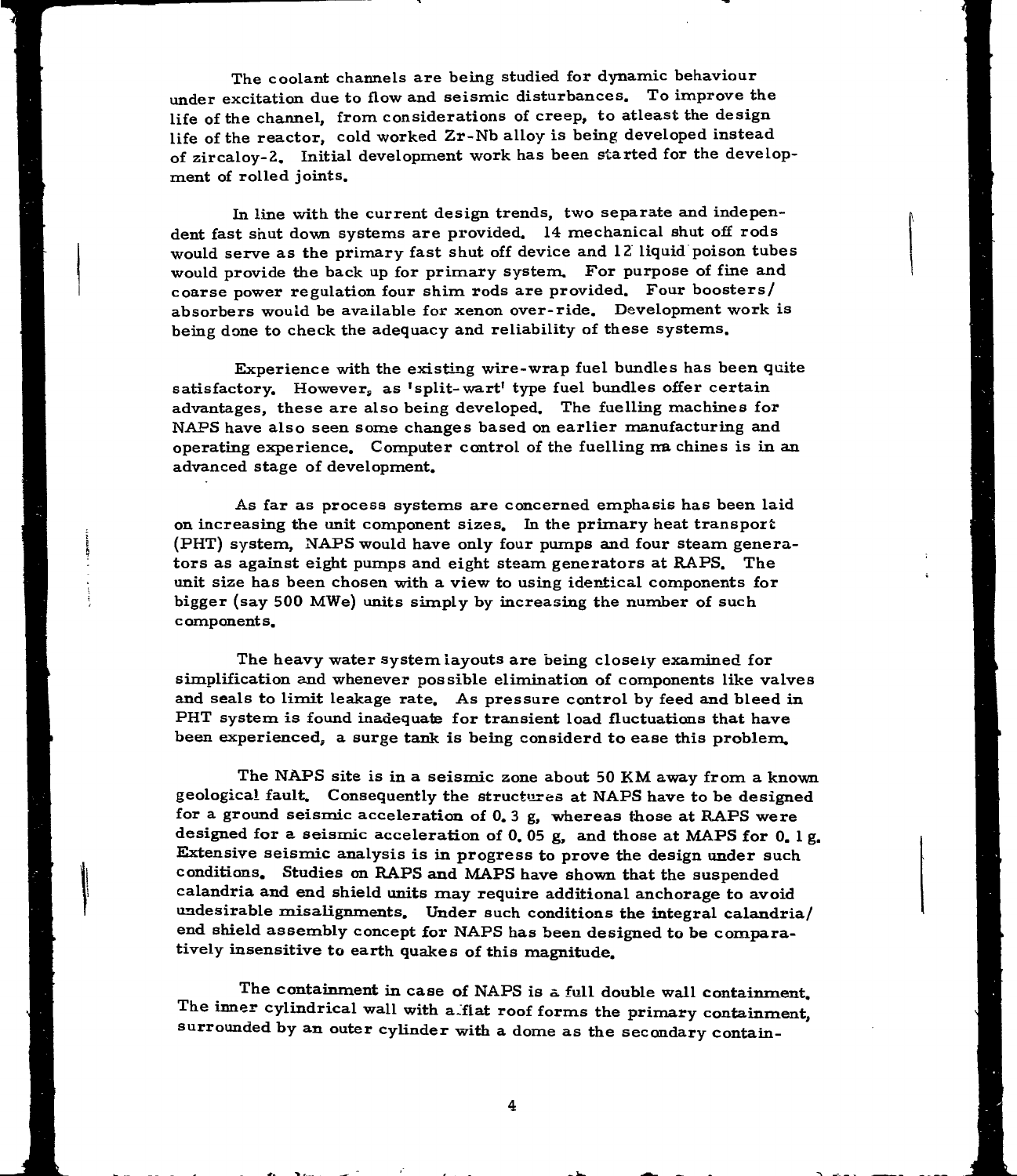The coolant channels are being studied for dynamic behaviour under excitation due to flow and seismic disturbances. To improve the life of the channel, from considerations of creep, to atleast the design life of the reactor, cold worked Zr-Nb alloy is being developed instead of zircaloy-2. Initial development work has been started for the development of rolled joints.

In line with the current design trends, two separate and independent fast shut down systems are provided. 14 mechanical shut off rods would serve as the primary fast shut off device and 12 liquid poison tubes would provide the back up for primary system. For purpose of fine and coarse power regulation four shim rods are provided. Four boosters/ absorbers would be available for xenon over-ride. Development work is being done to check the adequacy and reliability of these systems.

Experience with the existing wire-wrap fuel bundles has been quite satisfactory. However, as 'split-wart' type fuel bundles offer certain advantages, these are also being developed. The fuelling machines for NAPS have also seen some changes based on earlier manufacturing and operating experience. Computer control of the fuelling machines is in an advanced stage of development.

As far as process systems are concerned emphasis has been laid on increasing the unit component sizes. In the primary heat transport (PHT) system, NAPS would have only four pumps and four steam generators as against eight pumps and eight steam generators at RAPS. The unit size has been chosen with a view to using identical components for bigger (say 500 MWe) units simply by increasing the number of such components.

The heavy water system layouts are being closely examined for simplification and whenever possible elimination of components like valves and seals to limit leakage rate. As pressure control by feed and bleed in PHT system is found inadequate for transient load fluctuations that have been experienced, a surge tank is being considerd to ease this problem.

The NAPS site is in a seismic zone about 50 KM away from a known geological fault. Consequently the structures at NAPS have to be designed for a ground seismic acceleration of 0.3 g, whereas those at RAPS were designed for a seismic acceleration of 0.05 g, and those at MAPS for 0.1 g. Extensive seismic analysis is in progress to prove the design under such conditions. Studies on RAPS and MAPS have shown that the suspended calandria and end shield units may require additional anchorage to avoid undesirable misalignments. Under such conditions the integral calandria/ end shield assembly concept for NAPS has been designed to be comparatively insensitive to earth quakes of this magnitude.

The containment in case of NAPS is a full double wall containment. The inner cylindrical wall with a flat roof forms the primary containment, surrounded by an outer cylinder with a dome as the secondary contain-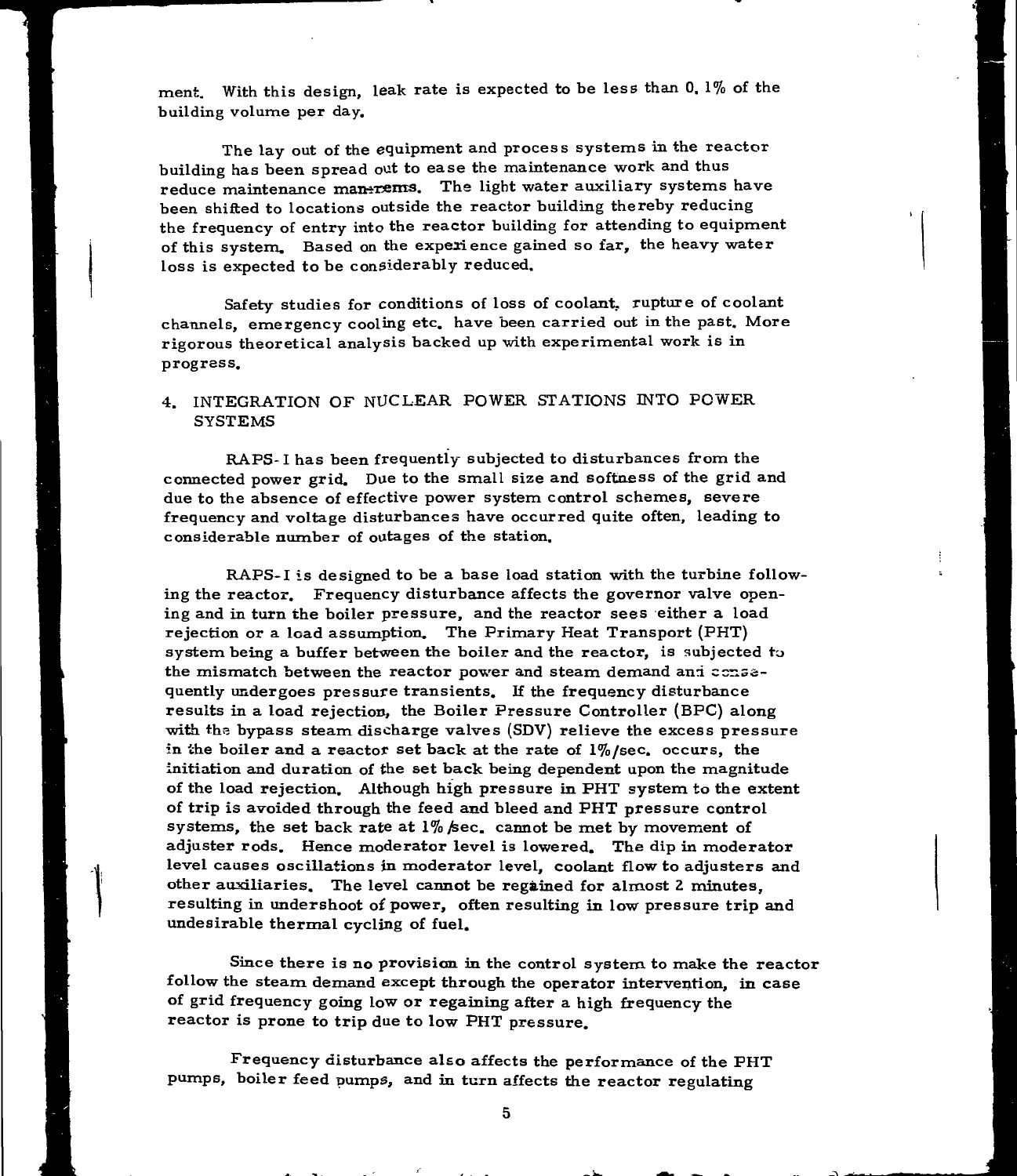ment. With this design, leak rate is expected to be less than 0.1% of the building volume per day.

The lay out of the equipment and process systems in the reactor building has been spread out to ease the maintenance work and thus reduce maintenance man-rems. The light water auxiliary systems have been shifted to locations outside the reactor building thereby reducing the frequency of entry into the reactor building for attending to equipment of this system. Based on the experience gained so far, the heavy water loss is expected to be considerably reduced.

Safety studies for conditions of loss of coolant, rupture of coolant channels, emergency cooling etc. have been carried out in the past. More rigorous theoretical analysis backed up with experimental work is in progress.

## 4. INTEGRATION OF NUCLEAR POWER STATIONS INTO POWER SYSTEMS

RAPS-I has been frequently subjected to disturbances from the connected power grid. Due to the small size and softness of the grid and due to the absence of effective power system control schemes, severe frequency and voltage disturbances have occurred quite often, leading to considerable number of outages of the station.

RAPS-I is designed to be a base load station with the turbine following the reactor. Frequency disturbance affects the governor valve opening and in turn the boiler pressure, and the reactor sees either a load rejection or a load assumption. The Primary Heat Transport (PHT) system being a buffer between the boiler and the reactor, is subjected to the mismatch between the reactor power and steam demand and consequently undergoes pressure transients. If the frequency disturbance results in a load rejection, the Boiler Pressure Controller (BPC) along with the bypass steam discharge valves (SDV) relieve the excess pressure in the boiler and a reactor set back at the rate of 1%/sec. occurs, the initiation and duration of the set back being dependent upon the magnitude of the load rejection. Although high pressure in PHT system to the extent of trip is avoided through the feed and bleed and PHT pressure control systems, the set back rate at 1%/sec. cannot be met by movement of adjuster rods. Hence moderator level is lowered. The dip in moderator level causes oscillations in moderator level, coolant flow to adjusters and other auxiliaries. The level cannot be regained for almost 2 minutes, resulting in undershoot of power, often resulting in low pressure trip and undesirable thermal cycling of fuel.

Since there is no provision in the control system to make the reactor follow the steam demand except through the operator intervention, in case of grid frequency going low or regaining after a high frequency the reactor is prone to trip due to low PHT pressure.

Frequency disturbance also affects the performance of the PHT pumps, boiler feed pumps, and in turn affects the reactor regulating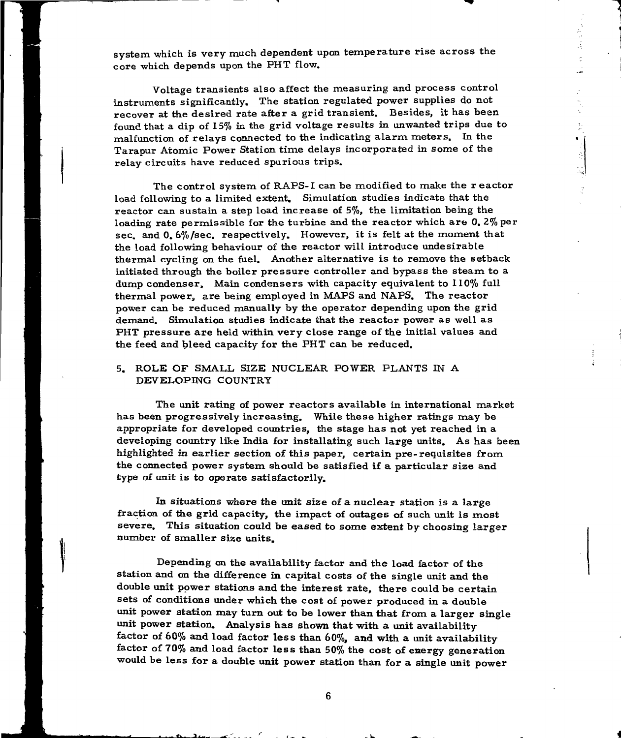system which is very much dependent upon temperature rise across the core which depends upon the PHT flow.

Voltage transients also affect the measuring and process control instruments significantly. The station regulated power supplies do not recover at the desired rate after a grid transient. Besides, it has been found that a dip of 15% in the grid voltage results in unwanted trips due to malfunction of relays connected to the indicating alarm meters. In the Tarapur Atomic Power Station time delays incorporated in some of the relay circuits have reduced spurious trips.

The control system of RAPS-I can be modified to make the reactor load following to a limited extent. Simulation studies indicate that the reactor can sustain a step load increase of 5%, the limitation being the loading rate permissible for the turbine and the reactor which are 0.2% per sec. and 0.6%/sec. respectively. However, it is felt at the moment that the load following behaviour of the reactor will introduce undesirable thermal cycling on the fuel. Another alternative is to remove the setback initiated through the boiler pressure controller and bypass the steam to a dump condenser. Main condensers with capacity equivalent to 110% full thermal power, are being employed in MAPS and NAPS. The reactor power can be reduced manually by the operator depending upon the grid demand. Simulation studies indicate that the reactor power as well as PHT pressure are held within very close range of the initial values and the feed and bleed capacity for the PHT can be reduced.

## 5. ROLE OF SMALL SIZE NUCLEAR POWER PLANTS IN A DEVELOPING COUNTRY

The unit rating of power reactors available in international market has been progressively increasing. While these higher ratings may be appropriate for developed countries, the stage has not yet reached in a developing country like India for installating such large units. As has been highlighted in earlier section of this paper, certain pre-requisites from the connected power system should be satisfied if a particular size and type of unit is to operate satisfactorily.

In situations where the unit size of a nuclear station is a large fraction of the grid capacity, the impact of outages of such unit is most severe. This situation could be eased to some extent by choosing larger number of smaller size units.

Depending on the availability factor and the load factor of the station and on the difference in capital costs of the single unit and the double unit power stations and the interest rate, there could be certain sets of conditions under which the cost of power produced in a double unit power station may turn out to be lower than that from a larger single unit power station. Analysis has shown that with a unit availability factor of 60% and load factor less than 60%, and with a unit availability factor of 70% and load factor less than 50% the cost of energy generation would be less for a double unit power station than for a single unit power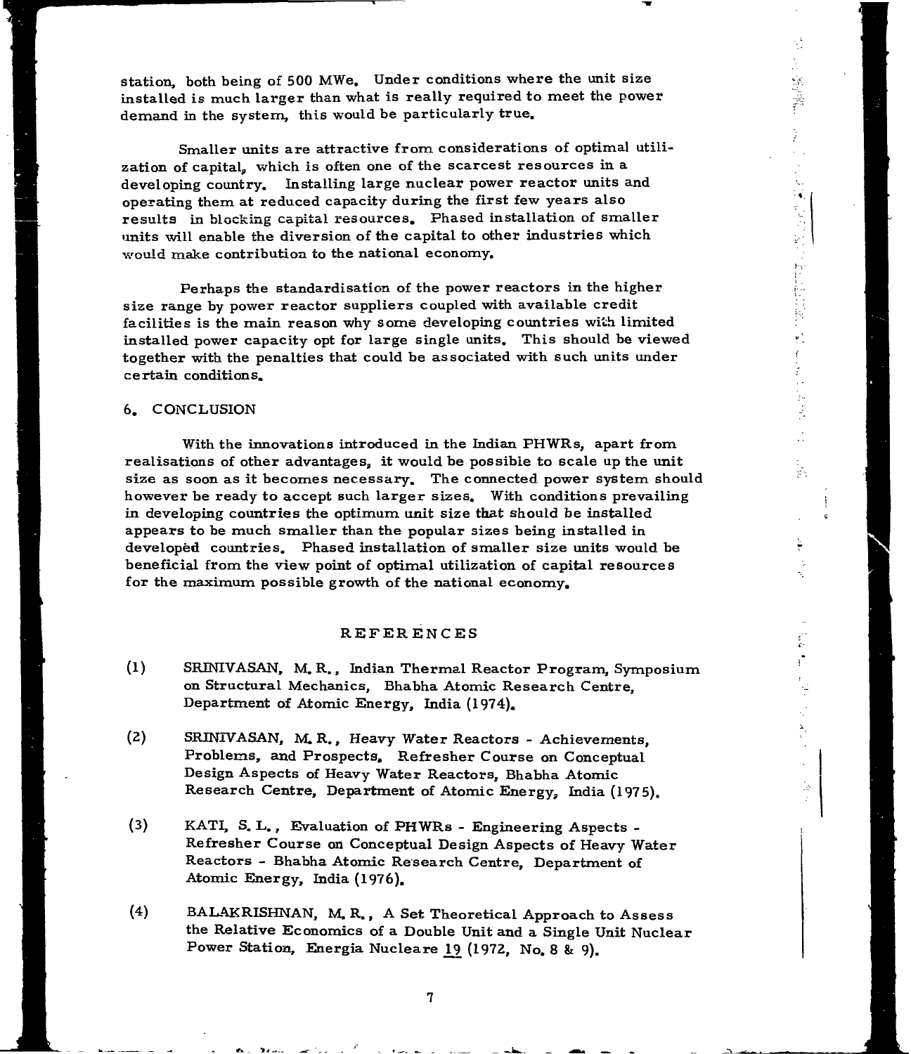station, both being of 500 MWe. Under conditions where the unit size installed is much larger than what is really required to meet the power demand in the system, this would be particularly true.

Smaller units are attractive from considerations of optimal utilization of capital, which is often one of the scarcest resources in a developing country. Installing large nuclear power reactor units and operating them at reduced capacity during the first few years also results in blocking capital resources. Phased installation of smaller units will enable the diversion of the capital to other industries which would make contribution to the national economy.

Perhaps the standardisation of the power reactors in the higher size range by power reactor suppliers coupled with available credit facilities is the main reason why some developing countries with limited installed power capacity opt for large single units. This should be viewed together with the penalties that could be associated with such units under certain conditions.

## 6. CONCLUSION

With the innovations introduced in the Indian PHWRs, apart from realisations of other advantages, it would be possible to scale up the unit size as soon as it becomes necessary. The connected power system should however be ready to accept such larger sizes. With conditions prevailing in developing countries the optimum unit size that should be installed appears to be much smaller than the popular sizes being installed in developed countries. Phased installation of smaller size units would be beneficial from the view point of optimal utilization of capital resources for the maximum possible growth of the national economy.

## REFERENCES

(1) SRINIVASAN, M. R., Indian Thermal Reactor Program, Symposium on Structural Mechanics, Bhabha Atomic Research Centre, Department of Atomic Energy, India (1974).

(2) SRINIVASAN, M. R., Heavy Water Reactors - Achievements, Problems, and Prospects, Refresher Course on Conceptual Design Aspects of Heavy Water Reactors, Bhabha Atomic Research Centre, Department of Atomic Energy, India (1975).

(3) KATI, S. L., Evaluation of PHWRs - Engineering Aspects - Refresher Course on Conceptual Design Aspects of Heavy Water Reactors - Bhabha Atomic Research Centre, Department of Atomic Energy, India (1976).

(4) BALAKRISHNAN, M. R., A Set Theoretical Approach to Assess the Relative Economics of a Double Unit and a Single Unit Nuclear Power Station, Energia Nucleare 19 (1972, No. 8 & 9).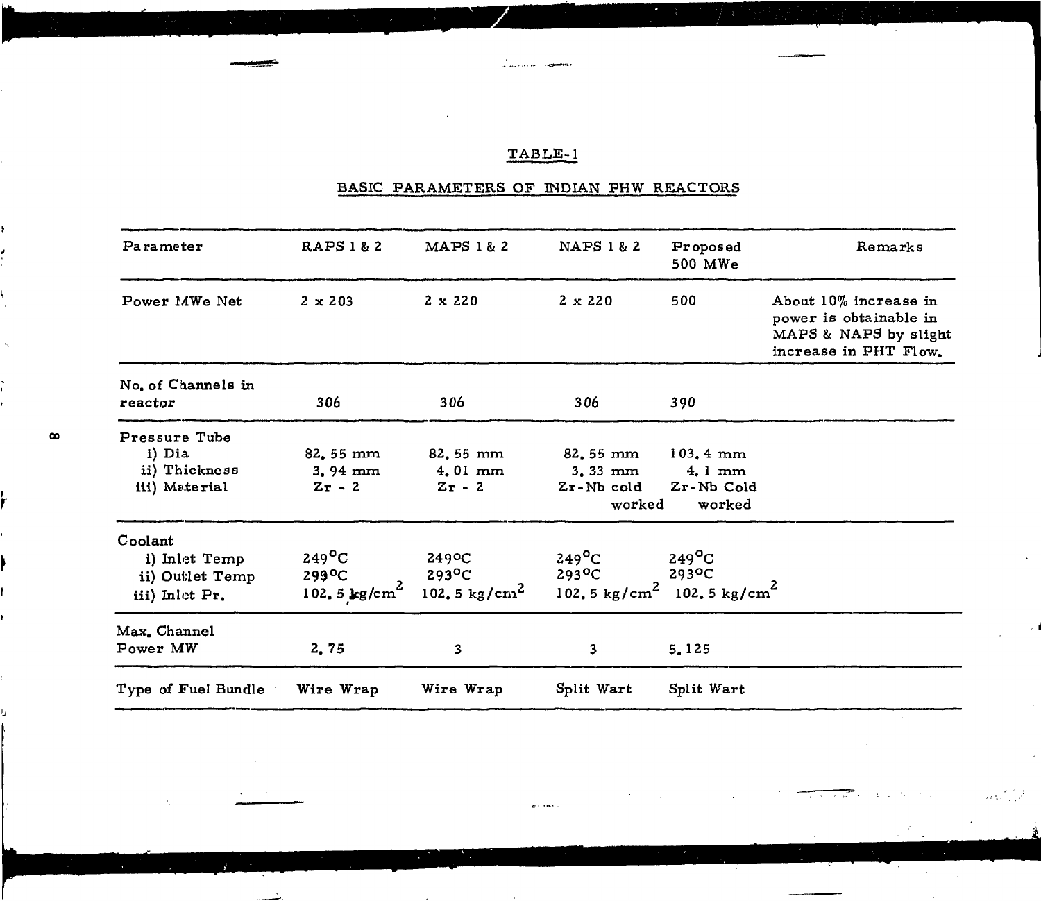## TABLE-1

### BASIC PARAMETERS OF INDIAN PHW REACTORS

| Parameter | RAPS 1 & 2 | MAPS 1 & 2 | NAPS 1 & 2 | Proposed 500 MWe | Remarks |
|---|---|---|---|---|---|
| Power MWe Net | 2 x 203 | 2 x 220 | 2 x 220 | 500 | About 10% increase in power is obtainable in MAPS & NAPS by slight increase in PHT Flow. |
| No. of Channels in reactor | 306 | 306 | 306 | 390 | |
| Pressure Tube<br>i) Dia<br>ii) Thickness<br>iii) Material | <br>82.55 mm<br>3.94 mm<br>Zr - 2 | <br>82.55 mm<br>4.01 mm<br>Zr - 2 | <br>82.55 mm<br>3.33 mm<br>Zr-Nb cold worked | <br>103.4 mm<br>4.1 mm<br>Zr-Nb Cold worked | |
| Coolant<br>i) Inlet Temp<br>ii) Outlet Temp<br>iii) Inlet Pr. | <br>249°C<br>293°C<br>102.5 kg/cm$^2$ | <br>249°C<br>293°C<br>102.5 kg/cm$^2$ | <br>249°C<br>293°C<br>102.5 kg/cm$^2$ | <br>249°C<br>293°C<br>102.5 kg/cm$^2$ | |
| Max. Channel Power MW | 2.75 | 3 | 3 | 5.125 | |
| Type of Fuel Bundle | Wire Wrap | Wire Wrap | Split Wart | Split Wart | |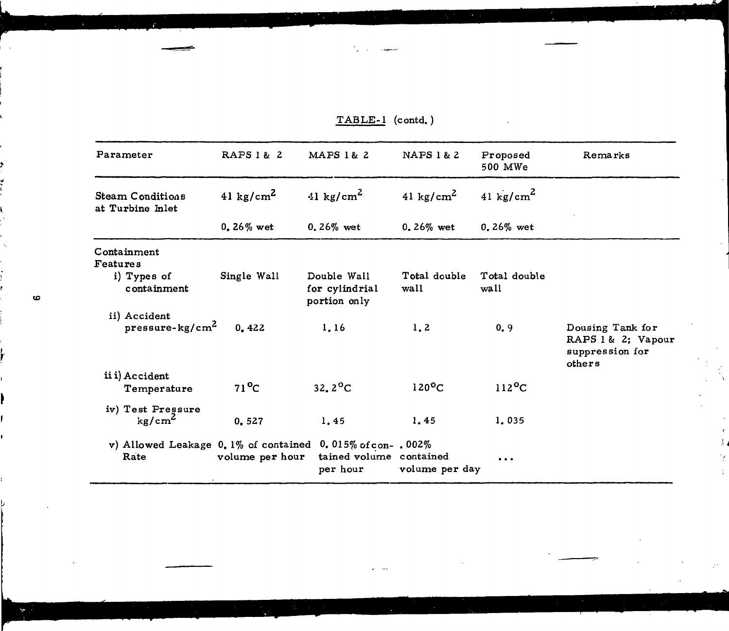TABLE-1 (contd.)

| Parameter | RAPS 1 & 2 | MAPS 1 & 2 | NAPS 1 & 2 | Proposed 500 MWe | Remarks |
|---|---|---|---|---|---|
| Steam Conditions at Turbine Inlet | 41 kg/cm$^2$ | 41 kg/cm$^2$ | 41 kg/cm$^2$ | 41 kg/cm$^2$ | |
| | 0.26% wet | 0.26% wet | 0.26% wet | 0.26% wet | |
| Containment Features | | | | | |
| i) Types of containment | Single Wall | Double Wall for cylindrial portion only | Total double wall | Total double wall | |
| ii) Accident pressure-kg/cm$^2$ | 0.422 | 1.16 | 1.2 | 0.9 | Dousing Tank for RAPS 1 & 2; Vapour suppression for others |
| iii) Accident Temperature | 71$^{\circ}$C | 32.2$^{\circ}$C | 120$^{\circ}$C | 112$^{\circ}$C | |
| iv) Test Pressure kg/cm$^2$ | 0.527 | 1.45 | 1.45 | 1.035 | |
| v) Allowed Leakage Rate | 0.1% of contained volume per hour | 0.015% of contained volume per hour | .002% contained volume per day | ... | |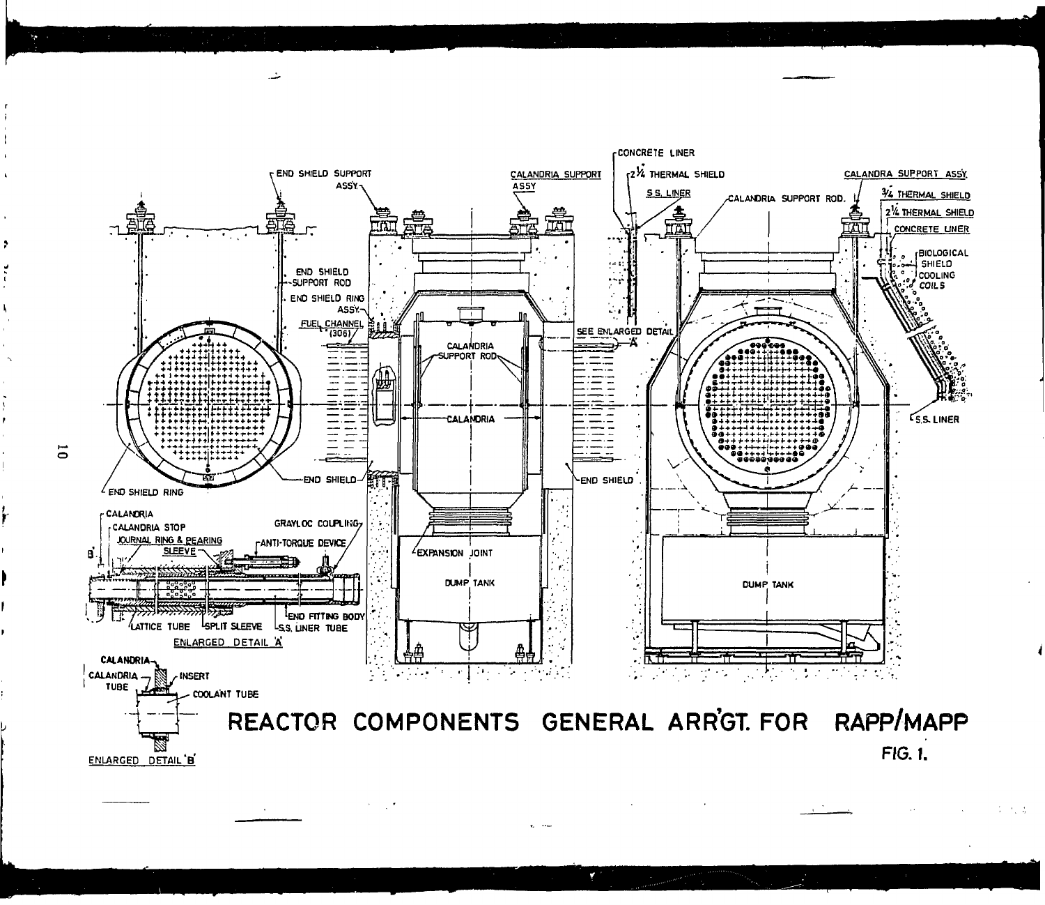# REACTOR COMPONENTS GENERAL ARR'GT. FOR RAPP/MAPP

FIG. 1.

END SHIELD SUPPORT ASSY.

CALANDRIA SUPPORT ASSY

CONCRETE LINER

$2\frac{1}{4}$ THERMAL SHIELD

S.S. LINER

CALANDRIA SUPPORT ROD.

CALANDRA SUPPORT ASSY

$\frac{3}{4}$ THERMAL SHIELD

$2\frac{1}{4}$ THERMAL SHIELD

CONCRETE LINER

BIOLOGICAL SHIELD COOLING COILS

S.S. LINER

END SHIELD SUPPORT ROD

END SHIELD RING ASSY.

FUEL CHANNEL (306)

CALANDRIA SUPPORT ROD

CALANDRIA

SEE ENLARGED DETAIL 'A'

END SHIELD

END SHIELD RING

EXPANSION JOINT

DUMP TANK

CALANDRIA

CALANDRIA STOP

JOURNAL RING & BEARING SLEEVE

ANTI-TORQUE DEVICE

GRAYLOC COUPLING

'B'

LATTICE TUBE

SPLIT SLEEVE

S.S. LINER TUBE

END FITTING BODY

ENLARGED DETAIL 'A'

CALANDRIA

CALANDRIA TUBE

INSERT

COOLANT TUBE

ENLARGED DETAIL 'B'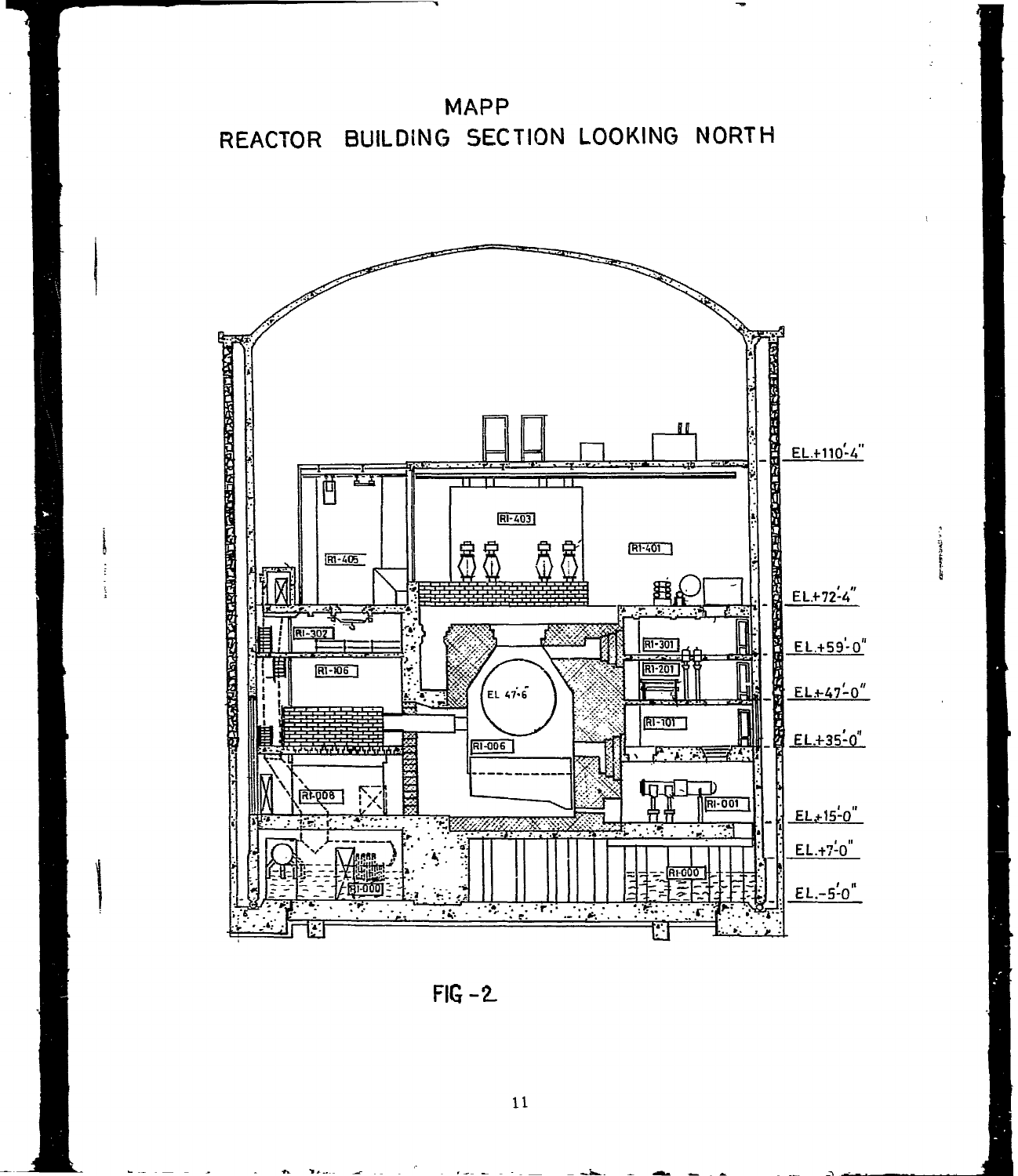# MAPP

## REACTOR BUILDING SECTION LOOKING NORTH

FIG - 2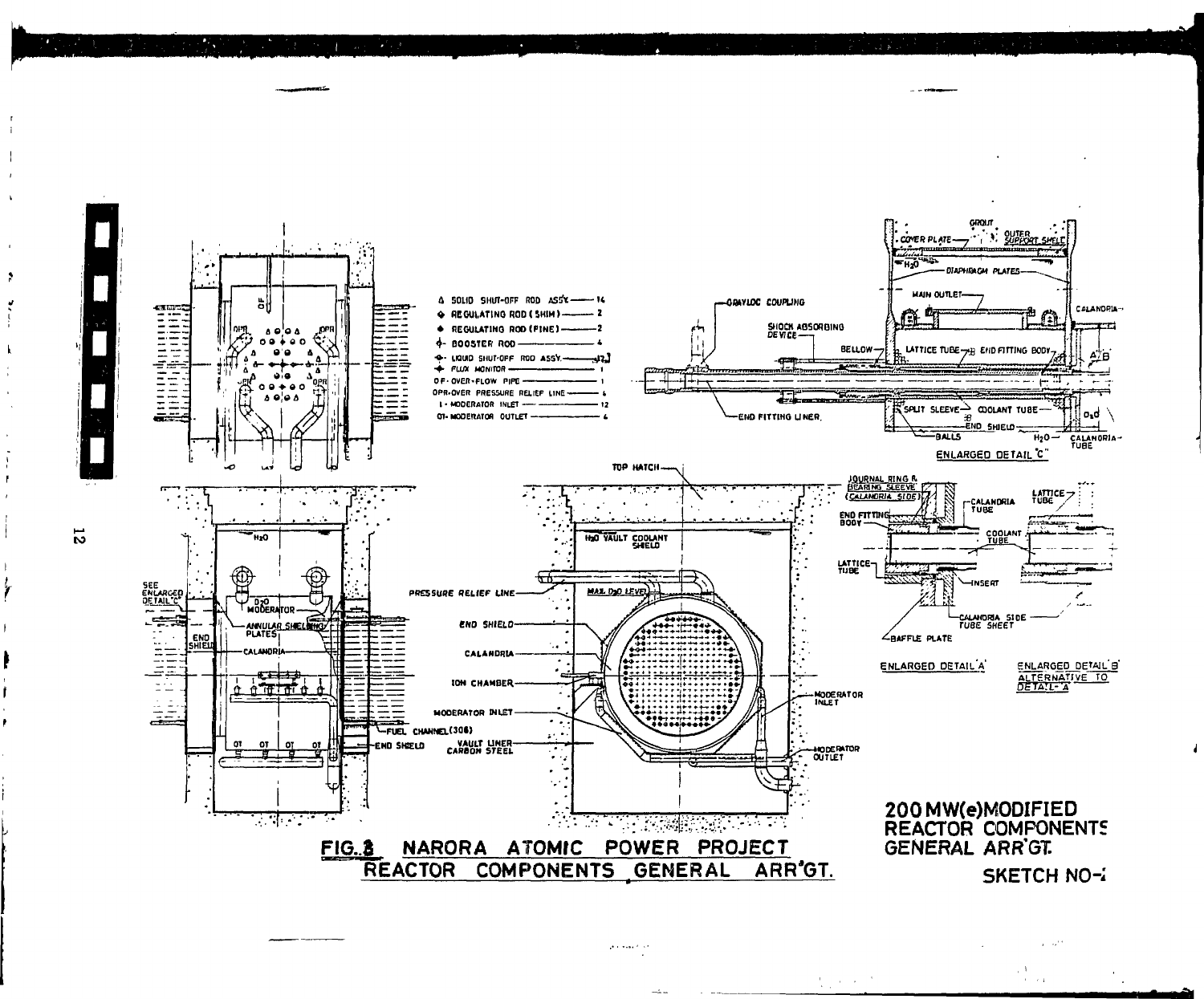Δ SOLID SHUT-OFF ROD ASSY. — 14
◆ REGULATING ROD (SHIM) — 2
◆ REGULATING ROD (FINE) — 2
BOOSTER ROD — 4
LIQUID SHUT-OFF ROD ASSY. — 12
FLUX MONITOR — 1
OF - OVER-FLOW PIPE — 1
OPR - OVER PRESSURE RELIEF LINE — 4
I - MODERATOR INLET — 12
OT - MODERATOR OUTLET — 4

OF
OPR
OPR
OPR
OPR

GRAYLOC COUPLING
SHOCK ABSORBING DEVICE
BELLOW
END FITTING LINER
GROUT
COVER PLATE
OUTER SUPPORT SHELL
$H_2O$
DIAPHRAGM PLATES
MAIN OUTLET
LATTICE TUBE
END FITTING BODY
CALANDRIA
A B
SPLIT SLEEVE
COOLANT TUBE
$D_2O$
BALLS
END SHIELD
$H_2O$
CALANDRIA TUBE

ENLARGED DETAIL "C"

TOP HATCH
$H_2O$
SEE ENLARGED DETAIL "C"
END SHIELD
$D_2O$ MODERATOR
ANNULAR SHIELDING PLATES
CALANDRIA
FUEL CHANNEL (306)
END SHIELD
OT OT OT OT

$H_2O$ VAULT COOLANT SHIELD
PRESSURE RELIEF LINE
MAX. $D_2O$ LEVEL
END SHIELD
CALANDRIA
ION CHAMBER
MODERATOR INLET
VAULT LINER CARBON STEEL
MODERATOR INLET
MODERATOR OUTLET

JOURNAL RING & BEARING SLEEVE (CALANDRIA SIDE)
END FITTING BODY
CALANDRIA TUBE
COOLANT TUBE
LATTICE TUBE
INSERT
CALANDRIA SIDE TUBE SHEET
BAFFLE PLATE
LATTICE TUBE

ENLARGED DETAIL 'A'

ENLARGED DETAIL 'B' ALTERNATIVE TO DETAIL - A

**200 MW(e) MODIFIED REACTOR COMPONENTS GENERAL ARR'GT.**

**SKETCH NO-2**

**FIG. 3 NARORA ATOMIC POWER PROJECT REACTOR COMPONENTS GENERAL ARR'GT.**